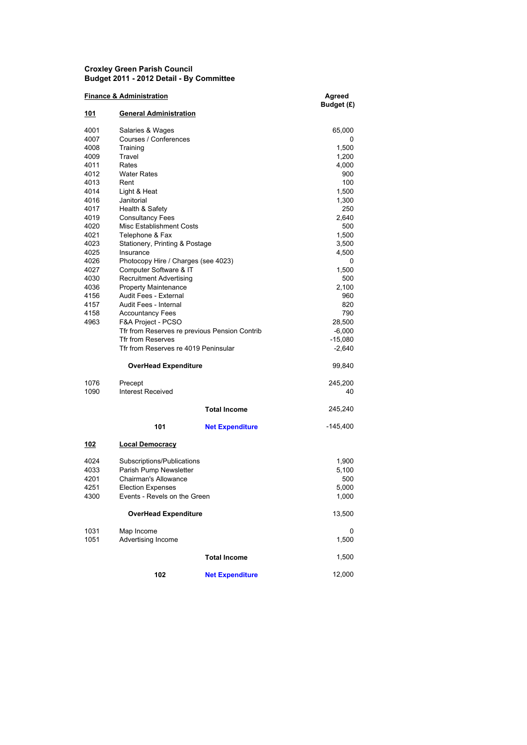**Croxley Green Parish Council**
**Budget 2011 - 2012 Detail - By Committee**

**Finance & Administration**

| | | Agreed Budget (£) |
|---|---|---|
| **101** | **General Administration** | |
| 4001 | Salaries & Wages | 65,000 |
| 4007 | Courses / Conferences | 0 |
| 4008 | Training | 1,500 |
| 4009 | Travel | 1,200 |
| 4011 | Rates | 4,000 |
| 4012 | Water Rates | 900 |
| 4013 | Rent | 100 |
| 4014 | Light & Heat | 1,500 |
| 4016 | Janitorial | 1,300 |
| 4017 | Health & Safety | 250 |
| 4019 | Consultancy Fees | 2,640 |
| 4020 | Misc Establishment Costs | 500 |
| 4021 | Telephone & Fax | 1,500 |
| 4023 | Stationery, Printing & Postage | 3,500 |
| 4025 | Insurance | 4,500 |
| 4026 | Photocopy Hire / Charges (see 4023) | 0 |
| 4027 | Computer Software & IT | 1,500 |
| 4030 | Recruitment Advertising | 500 |
| 4036 | Property Maintenance | 2,100 |
| 4156 | Audit Fees - External | 960 |
| 4157 | Audit Fees - Internal | 820 |
| 4158 | Accountancy Fees | 790 |
| 4963 | F&A Project - PCSO | 28,500 |
| | Tfr from Reserves re previous Pension Contrib | -6,000 |
| | Tfr from Reserves | -15,080 |
| | Tfr from Reserves re 4019 Peninsular | -2,640 |
| | **OverHead Expenditure** | 99,840 |
| 1076 | Precept | 245,200 |
| 1090 | Interest Received | 40 |
| | **Total Income** | 245,240 |
| | 101 **Net Expenditure** | -145,400 |
| **102** | **Local Democracy** | |
| 4024 | Subscriptions/Publications | 1,900 |
| 4033 | Parish Pump Newsletter | 5,100 |
| 4201 | Chairman's Allowance | 500 |
| 4251 | Election Expenses | 5,000 |
| 4300 | Events - Revels on the Green | 1,000 |
| | **OverHead Expenditure** | 13,500 |
| 1031 | Map Income | 0 |
| 1051 | Advertising Income | 1,500 |
| | **Total Income** | 1,500 |
| | 102 **Net Expenditure** | 12,000 |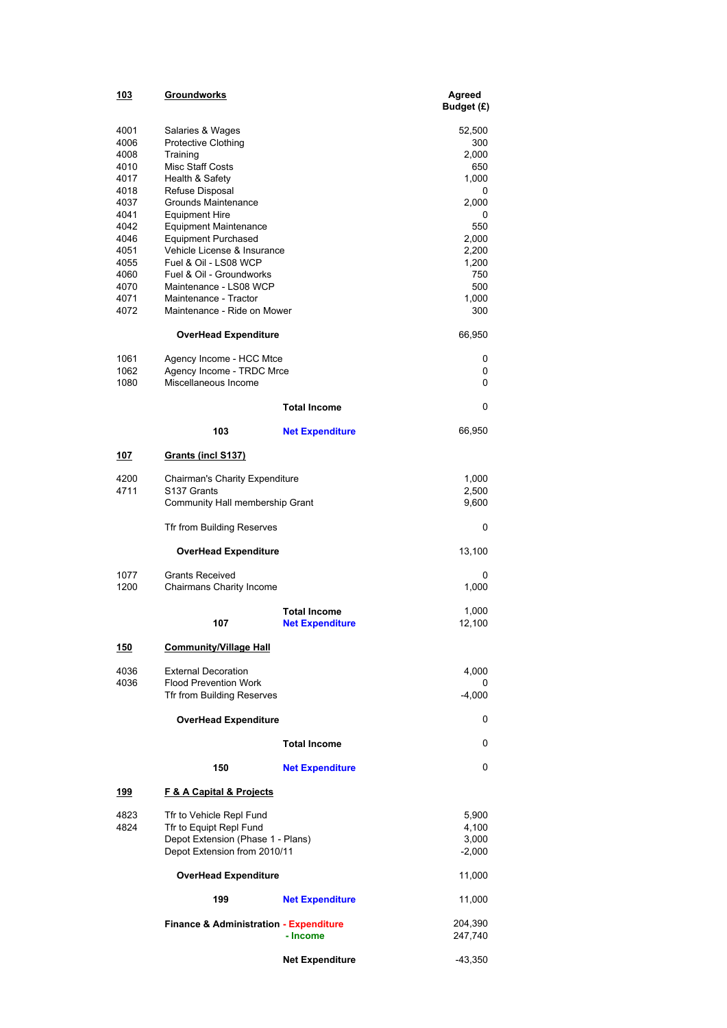| Code | Description | | Agreed Budget (£) |
|---|---|---|---|
| **103** | **Groundworks** | | |
| 4001 | Salaries & Wages | | 52,500 |
| 4006 | Protective Clothing | | 300 |
| 4008 | Training | | 2,000 |
| 4010 | Misc Staff Costs | | 650 |
| 4017 | Health & Safety | | 1,000 |
| 4018 | Refuse Disposal | | 0 |
| 4037 | Grounds Maintenance | | 2,000 |
| 4041 | Equipment Hire | | 0 |
| 4042 | Equipment Maintenance | | 550 |
| 4046 | Equipment Purchased | | 2,000 |
| 4051 | Vehicle License & Insurance | | 2,200 |
| 4055 | Fuel & Oil - LS08 WCP | | 1,200 |
| 4060 | Fuel & Oil - Groundworks | | 750 |
| 4070 | Maintenance - LS08 WCP | | 500 |
| 4071 | Maintenance - Tractor | | 1,000 |
| 4072 | Maintenance - Ride on Mower | | 300 |
| | **OverHead Expenditure** | | 66,950 |
| 1061 | Agency Income - HCC Mtce | | 0 |
| 1062 | Agency Income - TRDC Mrce | | 0 |
| 1080 | Miscellaneous Income | | 0 |
| | | **Total Income** | 0 |
| | **103** | **Net Expenditure** | 66,950 |
| **107** | **Grants (incl S137)** | | |
| 4200 | Chairman's Charity Expenditure | | 1,000 |
| 4711 | S137 Grants | | 2,500 |
| | Community Hall membership Grant | | 9,600 |
| | Tfr from Building Reserves | | 0 |
| | **OverHead Expenditure** | | 13,100 |
| 1077 | Grants Received | | 0 |
| 1200 | Chairmans Charity Income | | 1,000 |
| | | **Total Income** | 1,000 |
| | **107** | **Net Expenditure** | 12,100 |
| **150** | **Community/Village Hall** | | |
| 4036 | External Decoration | | 4,000 |
| 4036 | Flood Prevention Work | | 0 |
| | Tfr from Building Reserves | | -4,000 |
| | **OverHead Expenditure** | | 0 |
| | | **Total Income** | 0 |
| | **150** | **Net Expenditure** | 0 |
| **199** | **F & A Capital & Projects** | | |
| 4823 | Tfr to Vehicle Repl Fund | | 5,900 |
| 4824 | Tfr to Equipt Repl Fund | | 4,100 |
| | Depot Extension (Phase 1 - Plans) | | 3,000 |
| | Depot Extension from 2010/11 | | -2,000 |
| | **OverHead Expenditure** | | 11,000 |
| | **199** | **Net Expenditure** | 11,000 |
| | **Finance & Administration** | **- Expenditure** | 204,390 |
| | | **- Income** | 247,740 |
| | | **Net Expenditure** | -43,350 |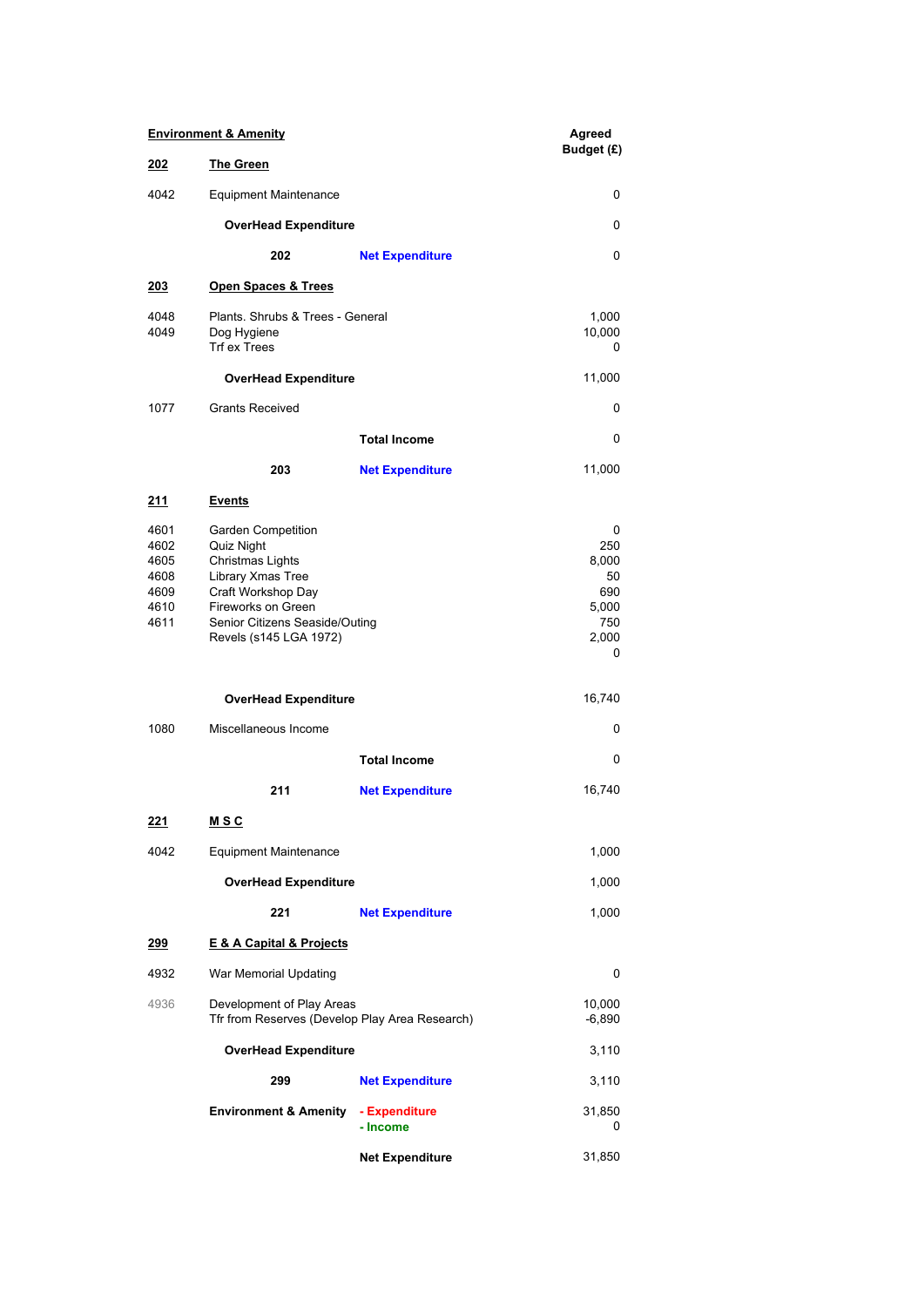| Environment & Amenity | | | Agreed Budget (£) |
|---|---|---|---|
| **202** | **The Green** | | |
| 4042 | Equipment Maintenance | | 0 |
| | **OverHead Expenditure** | | 0 |
| | **202** | **Net Expenditure** | 0 |
| **203** | **Open Spaces & Trees** | | |
| 4048 | Plants. Shrubs & Trees - General | | 1,000 |
| 4049 | Dog Hygiene | | 10,000 |
| | Trf ex Trees | | 0 |
| | **OverHead Expenditure** | | 11,000 |
| 1077 | Grants Received | | 0 |
| | | **Total Income** | 0 |
| | **203** | **Net Expenditure** | 11,000 |
| **211** | **Events** | | |
| 4601 | Garden Competition | | 0 |
| 4602 | Quiz Night | | 250 |
| 4605 | Christmas Lights | | 8,000 |
| 4608 | Library Xmas Tree | | 50 |
| 4609 | Craft Workshop Day | | 690 |
| 4610 | Fireworks on Green | | 5,000 |
| 4611 | Senior Citizens Seaside/Outing | | 750 |
| | Revels (s145 LGA 1972) | | 2,000 |
| | | | 0 |
| | **OverHead Expenditure** | | 16,740 |
| 1080 | Miscellaneous Income | | 0 |
| | | **Total Income** | 0 |
| | **211** | **Net Expenditure** | 16,740 |
| **221** | **M S C** | | |
| 4042 | Equipment Maintenance | | 1,000 |
| | **OverHead Expenditure** | | 1,000 |
| | **221** | **Net Expenditure** | 1,000 |
| **299** | **E & A Capital & Projects** | | |
| 4932 | War Memorial Updating | | 0 |
| 4936 | Development of Play Areas | | 10,000 |
| | Tfr from Reserves (Develop Play Area Research) | | -6,890 |
| | **OverHead Expenditure** | | 3,110 |
| | **299** | **Net Expenditure** | 3,110 |
| | **Environment & Amenity** | **- Expenditure** | 31,850 |
| | | **- Income** | 0 |
| | | **Net Expenditure** | 31,850 |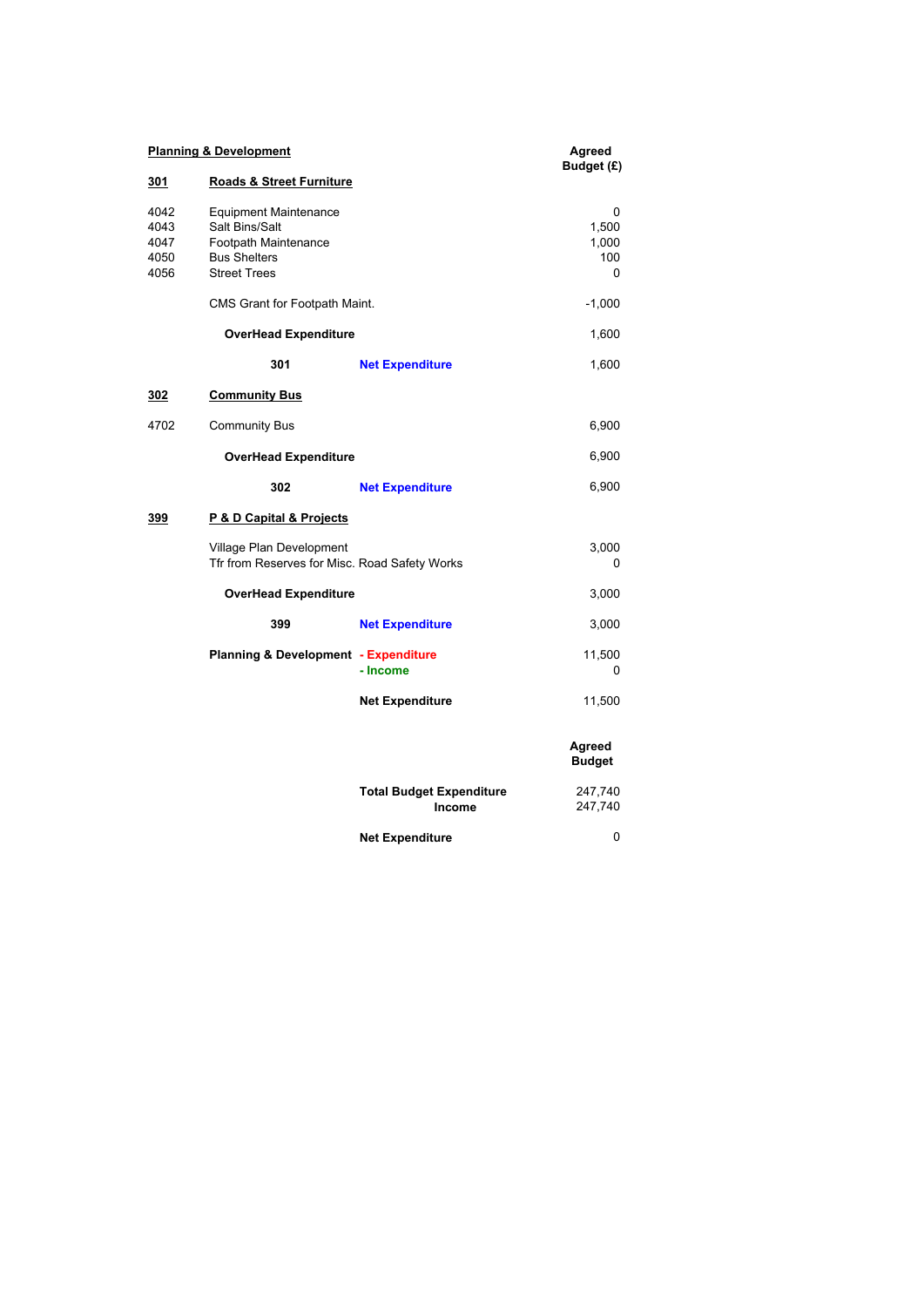| Planning & Development | | | Agreed Budget (£) |
|---|---|---|---|
| **301** | **Roads & Street Furniture** | | |
| 4042 | Equipment Maintenance | | 0 |
| 4043 | Salt Bins/Salt | | 1,500 |
| 4047 | Footpath Maintenance | | 1,000 |
| 4050 | Bus Shelters | | 100 |
| 4056 | Street Trees | | 0 |
| | CMS Grant for Footpath Maint. | | -1,000 |
| | **OverHead Expenditure** | | 1,600 |
| | **301** | **Net Expenditure** | 1,600 |
| **302** | **Community Bus** | | |
| 4702 | Community Bus | | 6,900 |
| | **OverHead Expenditure** | | 6,900 |
| | **302** | **Net Expenditure** | 6,900 |
| **399** | **P & D Capital & Projects** | | |
| | Village Plan Development | | 3,000 |
| | Tfr from Reserves for Misc. Road Safety Works | | 0 |
| | **OverHead Expenditure** | | 3,000 |
| | **399** | **Net Expenditure** | 3,000 |
| | **Planning & Development** | **- Expenditure** | 11,500 |
| | | **- Income** | 0 |
| | | **Net Expenditure** | 11,500 |

| | Agreed Budget |
|---|---|
| **Total Budget Expenditure** | 247,740 |
| **Income** | 247,740 |
| **Net Expenditure** | 0 |